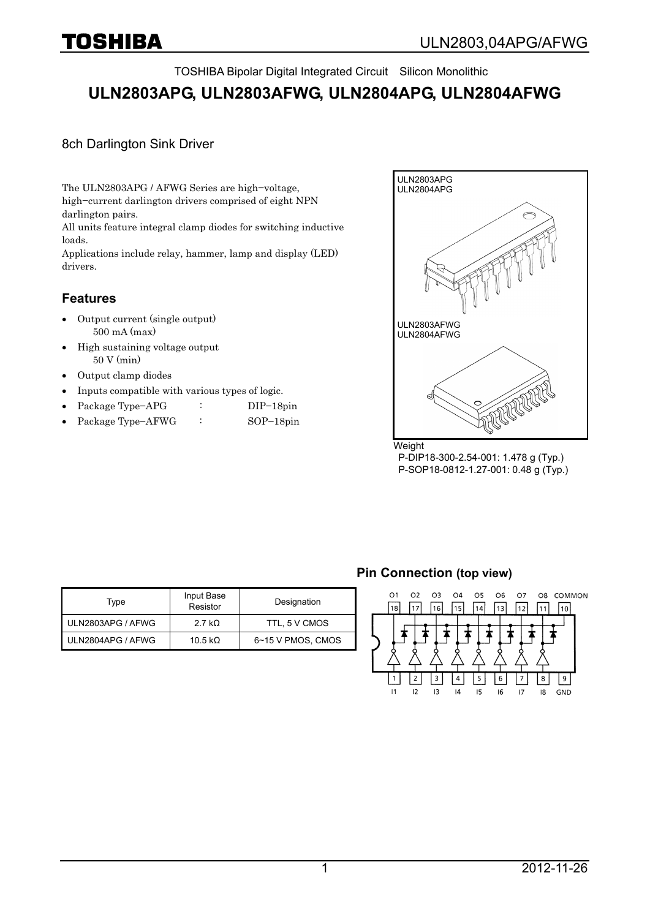TOSHIBA Bipolar Digital Integrated Circuit Silicon Monolithic

# ULN2803APG, ULN2803AFWG, ULN2804APG, ULN2804AFWG

8ch Darlington Sink Driver

The ULN2803APG / AFWG Series are high−voltage, high−current darlington drivers comprised of eight NPN darlington pairs.

All units feature integral clamp diodes for switching inductive loads.

Applications include relay, hammer, lamp and display (LED) drivers.

## Features

- Output current (single output)
  500 mA (max)
- High sustaining voltage output
  50 V (min)
- Output clamp diodes
- Inputs compatible with various types of logic.
- Package Type−APG : DIP−18pin
- Package Type−AFWG : SOP−18pin

ULN2803APG
ULN2804APG

ULN2803AFWG
ULN2804AFWG

Weight
P-DIP18-300-2.54-001: 1.478 g (Typ.)
P-SOP18-0812-1.27-001: 0.48 g (Typ.)

| Type | Input Base Resistor | Designation |
|---|---|---|
| ULN2803APG / AFWG | 2.7 kΩ | TTL, 5 V CMOS |
| ULN2804APG / AFWG | 10.5 kΩ | 6~15 V PMOS, CMOS |

## Pin Connection (top view)

O1 O2 O3 O4 O5 O6 O7 O8 COMMON
18 17 16 15 14 13 12 11 10

1 2 3 4 5 6 7 8 9
I1 I2 I3 I4 I5 I6 I7 I8 GND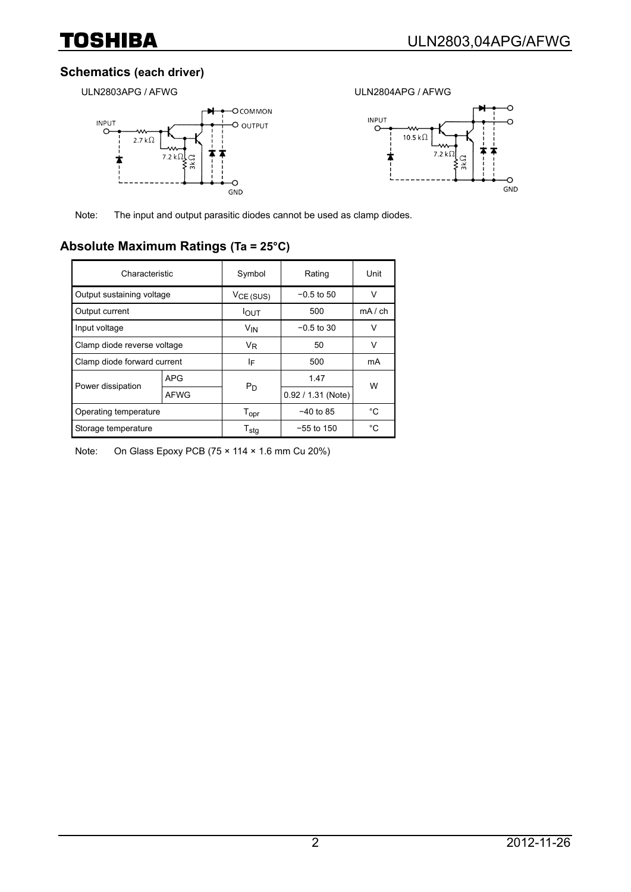## Schematics (each driver)

ULN2803APG / AFWG

ULN2804APG / AFWG

Note: The input and output parasitic diodes cannot be used as clamp diodes.

## Absolute Maximum Ratings (Ta = 25°C)

| Characteristic | | Symbol | Rating | Unit |
|---|---|---|---|---|
| Output sustaining voltage | | $V_{CE\,(SUS)}$ | −0.5 to 50 | V |
| Output current | | $I_{OUT}$ | 500 | mA / ch |
| Input voltage | | $V_{IN}$ | −0.5 to 30 | V |
| Clamp diode reverse voltage | | $V_R$ | 50 | V |
| Clamp diode forward current | | $I_F$ | 500 | mA |
| Power dissipation | APG | $P_D$ | 1.47 | W |
| | AFWG | | 0.92 / 1.31 (Note) | |
| Operating temperature | | $T_{opr}$ | −40 to 85 | °C |
| Storage temperature | | $T_{stg}$ | −55 to 150 | °C |

Note: On Glass Epoxy PCB (75 × 114 × 1.6 mm Cu 20%)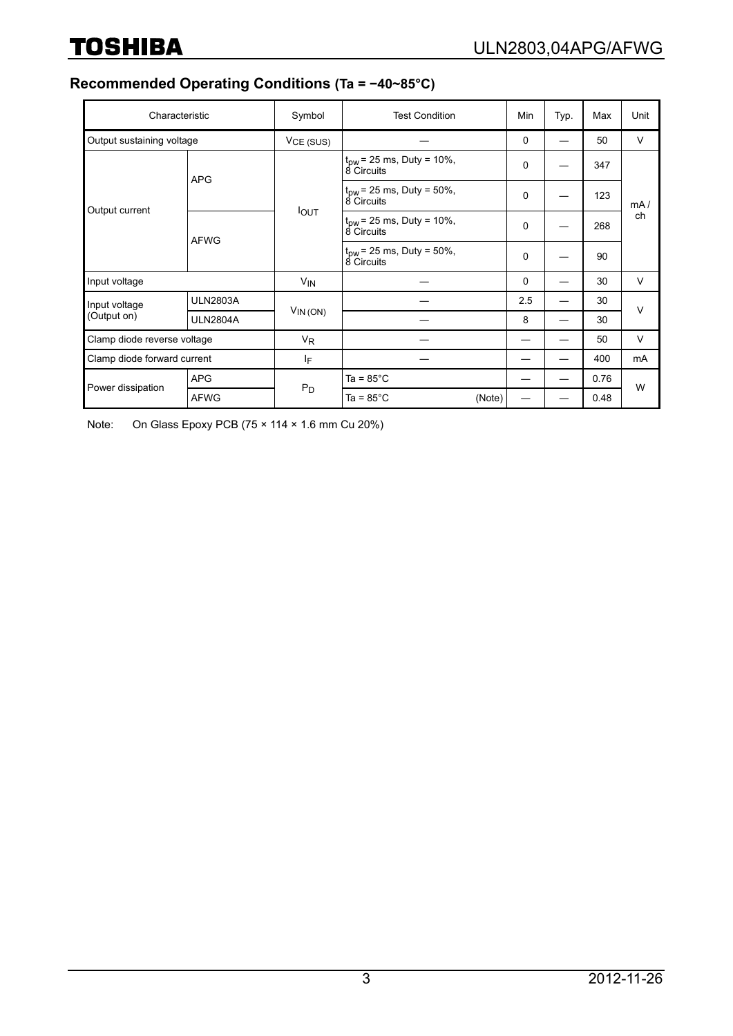## Recommended Operating Conditions (Ta = −40~85°C)

| Characteristic | | Symbol | Test Condition | Min | Typ. | Max | Unit |
|---|---|---|---|---|---|---|---|
| Output sustaining voltage | | $V_{CE\ (SUS)}$ | — | 0 | — | 50 | V |
| Output current | APG | $I_{OUT}$ | $t_{pw}$ = 25 ms, Duty = 10%, 8 Circuits | 0 | — | 347 | mA / ch |
| | | | $t_{pw}$ = 25 ms, Duty = 50%, 8 Circuits | 0 | — | 123 | |
| | AFWG | | $t_{pw}$ = 25 ms, Duty = 10%, 8 Circuits | 0 | — | 268 | |
| | | | $t_{pw}$ = 25 ms, Duty = 50%, 8 Circuits | 0 | — | 90 | |
| Input voltage | | $V_{IN}$ | — | 0 | — | 30 | V |
| Input voltage (Output on) | ULN2803A | $V_{IN\ (ON)}$ | — | 2.5 | — | 30 | V |
| | ULN2804A | | — | 8 | — | 30 | |
| Clamp diode reverse voltage | | $V_R$ | — | — | — | 50 | V |
| Clamp diode forward current | | $I_F$ | — | — | — | 400 | mA |
| Power dissipation | APG | $P_D$ | Ta = 85°C | — | — | 0.76 | W |
| | AFWG | | Ta = 85°C (Note) | — | — | 0.48 | |

Note: On Glass Epoxy PCB (75 × 114 × 1.6 mm Cu 20%)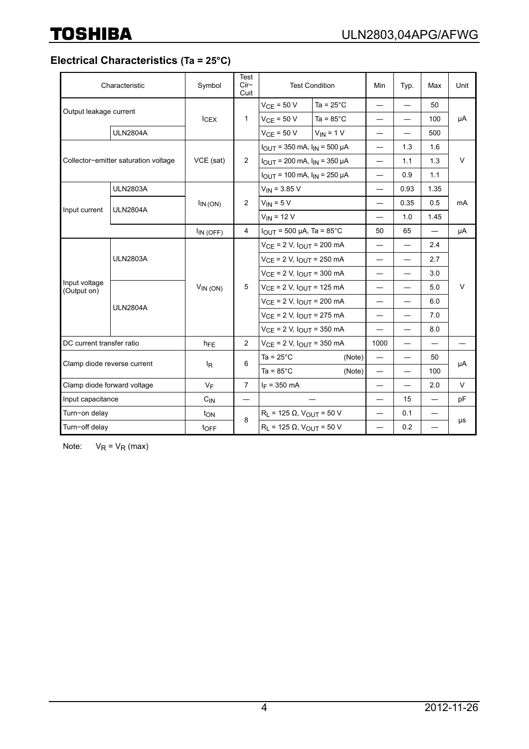## Electrical Characteristics (Ta = 25°C)

| Characteristic | | Symbol | Test Cir−Cuit | Test Condition | | Min | Typ. | Max | Unit |
|---|---|---|---|---|---|---|---|---|---|
| Output leakage current | | $I_{CEX}$ | 1 | $V_{CE}$ = 50 V | Ta = 25°C | — | — | 50 | μA |
| | | | | $V_{CE}$ = 50 V | Ta = 85°C | — | — | 100 | |
| | ULN2804A | | | $V_{CE}$ = 50 V | $V_{IN}$ = 1 V | — | — | 500 | |
| Collector−emitter saturation voltage | | VCE (sat) | 2 | $I_{OUT}$ = 350 mA, $I_{IN}$ = 500 μA | | — | 1.3 | 1.6 | V |
| | | | | $I_{OUT}$ = 200 mA, $I_{IN}$ = 350 μA | | — | 1.1 | 1.3 | |
| | | | | $I_{OUT}$ = 100 mA, $I_{IN}$ = 250 μA | | — | 0.9 | 1.1 | |
| Input current | ULN2803A | $I_{IN (ON)}$ | 2 | $V_{IN}$ = 3.85 V | | — | 0.93 | 1.35 | mA |
| | ULN2804A | | | $V_{IN}$ = 5 V | | — | 0.35 | 0.5 | |
| | | | | $V_{IN}$ = 12 V | | — | 1.0 | 1.45 | |
| | | $I_{IN (OFF)}$ | 4 | $I_{OUT}$ = 500 μA, Ta = 85°C | | 50 | 65 | — | μA |
| Input voltage (Output on) | ULN2803A | $V_{IN (ON)}$ | 5 | $V_{CE}$ = 2 V, $I_{OUT}$ = 200 mA | | — | — | 2.4 | V |
| | | | | $V_{CE}$ = 2 V, $I_{OUT}$ = 250 mA | | — | — | 2.7 | |
| | | | | $V_{CE}$ = 2 V, $I_{OUT}$ = 300 mA | | — | — | 3.0 | |
| | ULN2804A | | | $V_{CE}$ = 2 V, $I_{OUT}$ = 125 mA | | — | — | 5.0 | |
| | | | | $V_{CE}$ = 2 V, $I_{OUT}$ = 200 mA | | — | — | 6.0 | |
| | | | | $V_{CE}$ = 2 V, $I_{OUT}$ = 275 mA | | — | — | 7.0 | |
| | | | | $V_{CE}$ = 2 V, $I_{OUT}$ = 350 mA | | — | — | 8.0 | |
| DC current transfer ratio | | $h_{FE}$ | 2 | $V_{CE}$ = 2 V, $I_{OUT}$ = 350 mA | | 1000 | — | — | — |
| Clamp diode reverse current | | $I_R$ | 6 | Ta = 25°C | (Note) | — | — | 50 | μA |
| | | | | Ta = 85°C | (Note) | — | — | 100 | |
| Clamp diode forward voltage | | $V_F$ | 7 | $I_F$ = 350 mA | | — | — | 2.0 | V |
| Input capacitance | | $C_{IN}$ | — | — | | — | 15 | — | pF |
| Turn−on delay | | $t_{ON}$ | 8 | $R_L$ = 125 Ω, $V_{OUT}$ = 50 V | | — | 0.1 | — | μs |
| Turn−off delay | | $t_{OFF}$ | | $R_L$ = 125 Ω, $V_{OUT}$ = 50 V | | — | 0.2 | — | |

Note: $V_R = V_R$ (max)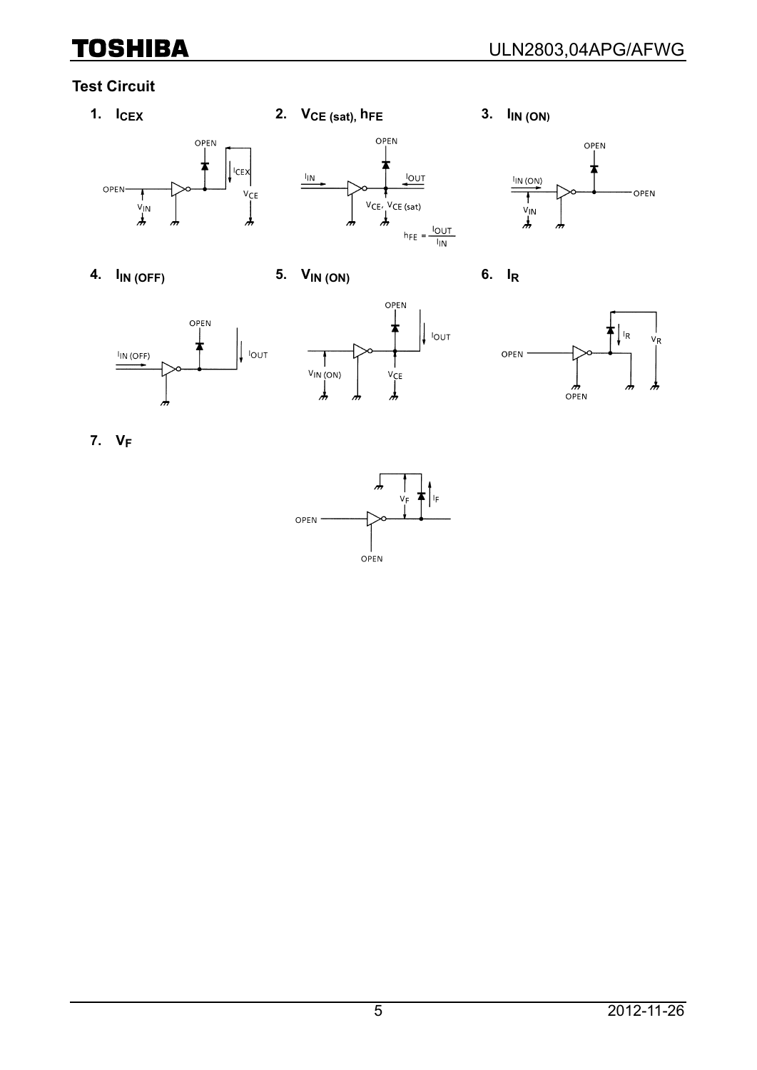## Test Circuit

1. $I_{CEX}$

OPEN

OPEN

$I_{CEX}$

$V_{IN}$

$V_{CE}$

2. $V_{CE\ (sat)}$, $h_{FE}$

OPEN

$I_{IN}$

$I_{OUT}$

$V_{CE}$, $V_{CE\ (sat)}$

$h_{FE} = \frac{I_{OUT}}{I_{IN}}$

3. $I_{IN\ (ON)}$

OPEN

$I_{IN\ (ON)}$

$V_{IN}$

OPEN

4. $I_{IN\ (OFF)}$

OPEN

$I_{IN\ (OFF)}$

$I_{OUT}$

5. $V_{IN\ (ON)}$

OPEN

$I_{OUT}$

$V_{IN\ (ON)}$

$V_{CE}$

6. $I_R$

OPEN

$I_R$

$V_R$

OPEN

7. $V_F$

$V_F$

$I_F$

OPEN

OPEN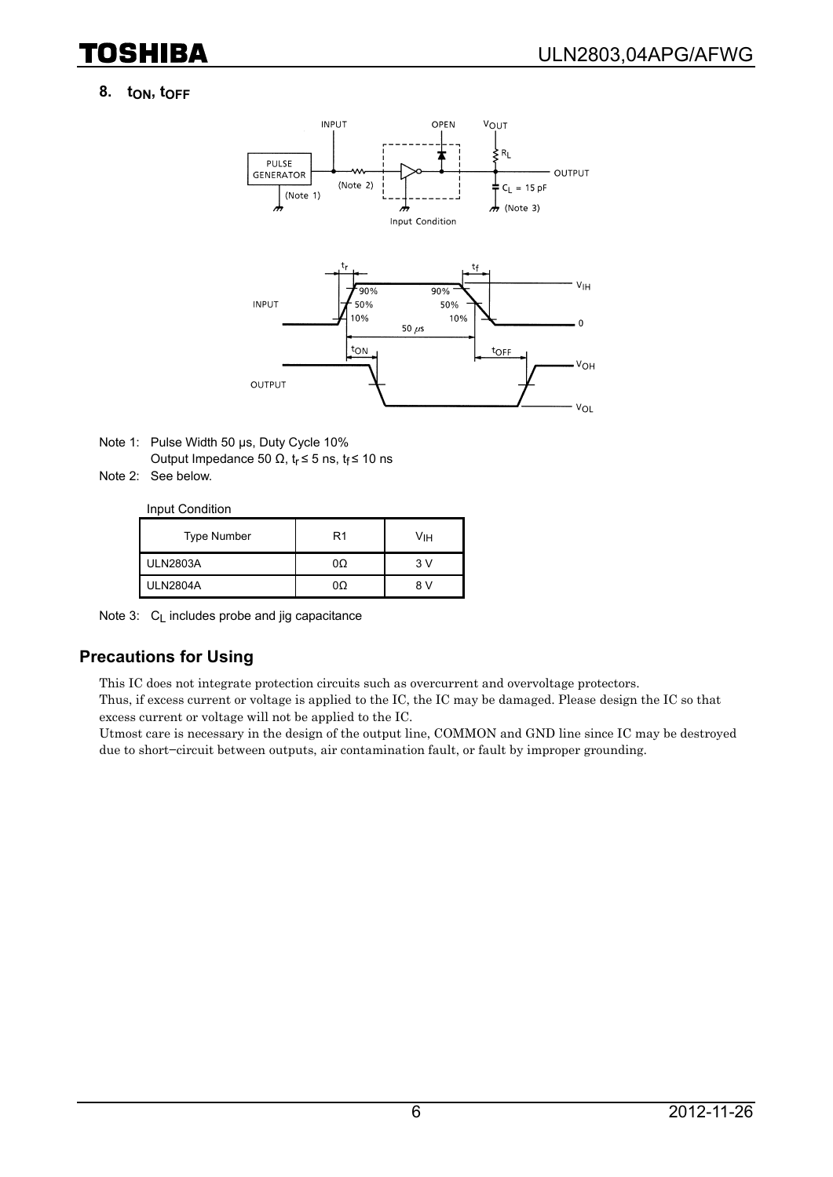## 8. $t_{ON}$, $t_{OFF}$

Note 1: Pulse Width 50 μs, Duty Cycle 10%
Output Impedance 50 Ω, $t_r \leq 5$ ns, $t_f \leq 10$ ns

Note 2: See below.

Input Condition

| Type Number | R1 | $V_{IH}$ |
| --- | --- | --- |
| ULN2803A | 0Ω | 3 V |
| ULN2804A | 0Ω | 8 V |

Note 3: $C_L$ includes probe and jig capacitance

## Precautions for Using

This IC does not integrate protection circuits such as overcurrent and overvoltage protectors.
Thus, if excess current or voltage is applied to the IC, the IC may be damaged. Please design the IC so that excess current or voltage will not be applied to the IC.
Utmost care is necessary in the design of the output line, COMMON and GND line since IC may be destroyed due to short−circuit between outputs, air contamination fault, or fault by improper grounding.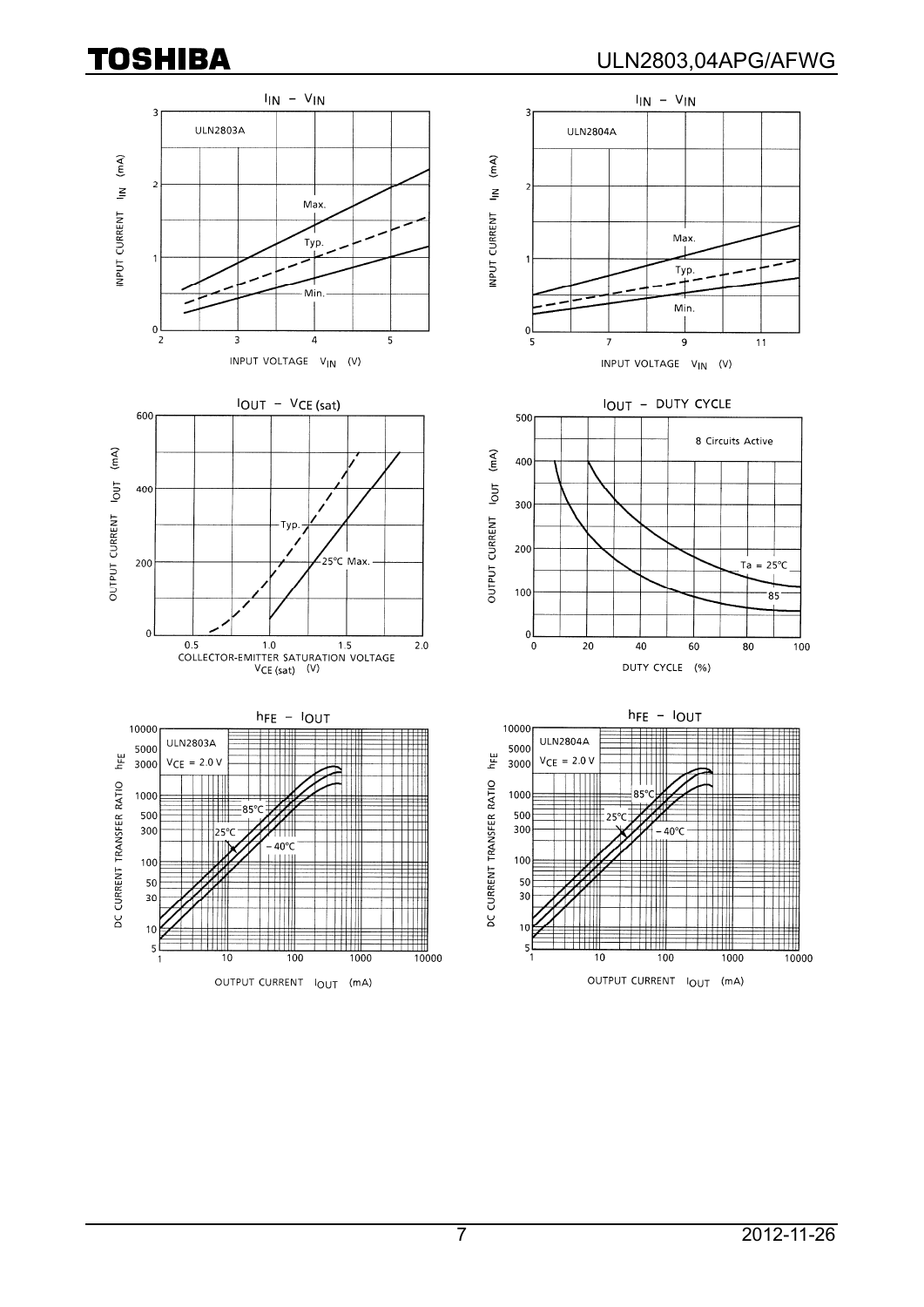$I_{IN}$ – $V_{IN}$

ULN2803A

INPUT CURRENT $I_{IN}$ (mA)

INPUT VOLTAGE $V_{IN}$ (V)

Max.

Typ.

Min.

$I_{IN}$ – $V_{IN}$

ULN2804A

INPUT CURRENT $I_{IN}$ (mA)

INPUT VOLTAGE $V_{IN}$ (V)

Max.

Typ.

Min.

$I_{OUT}$ – $V_{CE\ (sat)}$

OUTPUT CURRENT $I_{OUT}$ (mA)

COLLECTOR-EMITTER SATURATION VOLTAGE $V_{CE\ (sat)}$ (V)

Typ.

25°C Max.

$I_{OUT}$ – DUTY CYCLE

8 Circuits Active

OUTPUT CURRENT $I_{OUT}$ (mA)

DUTY CYCLE (%)

Ta = 25°C

85

$h_{FE}$ – $I_{OUT}$

ULN2803A

$V_{CE}$ = 2.0 V

DC CURRENT TRANSFER RATIO $h_{FE}$

OUTPUT CURRENT $I_{OUT}$ (mA)

85°C

25°C

−40°C

$h_{FE}$ – $I_{OUT}$

ULN2804A

$V_{CE}$ = 2.0 V

DC CURRENT TRANSFER RATIO $h_{FE}$

OUTPUT CURRENT $I_{OUT}$ (mA)

85°C

25°C

−40°C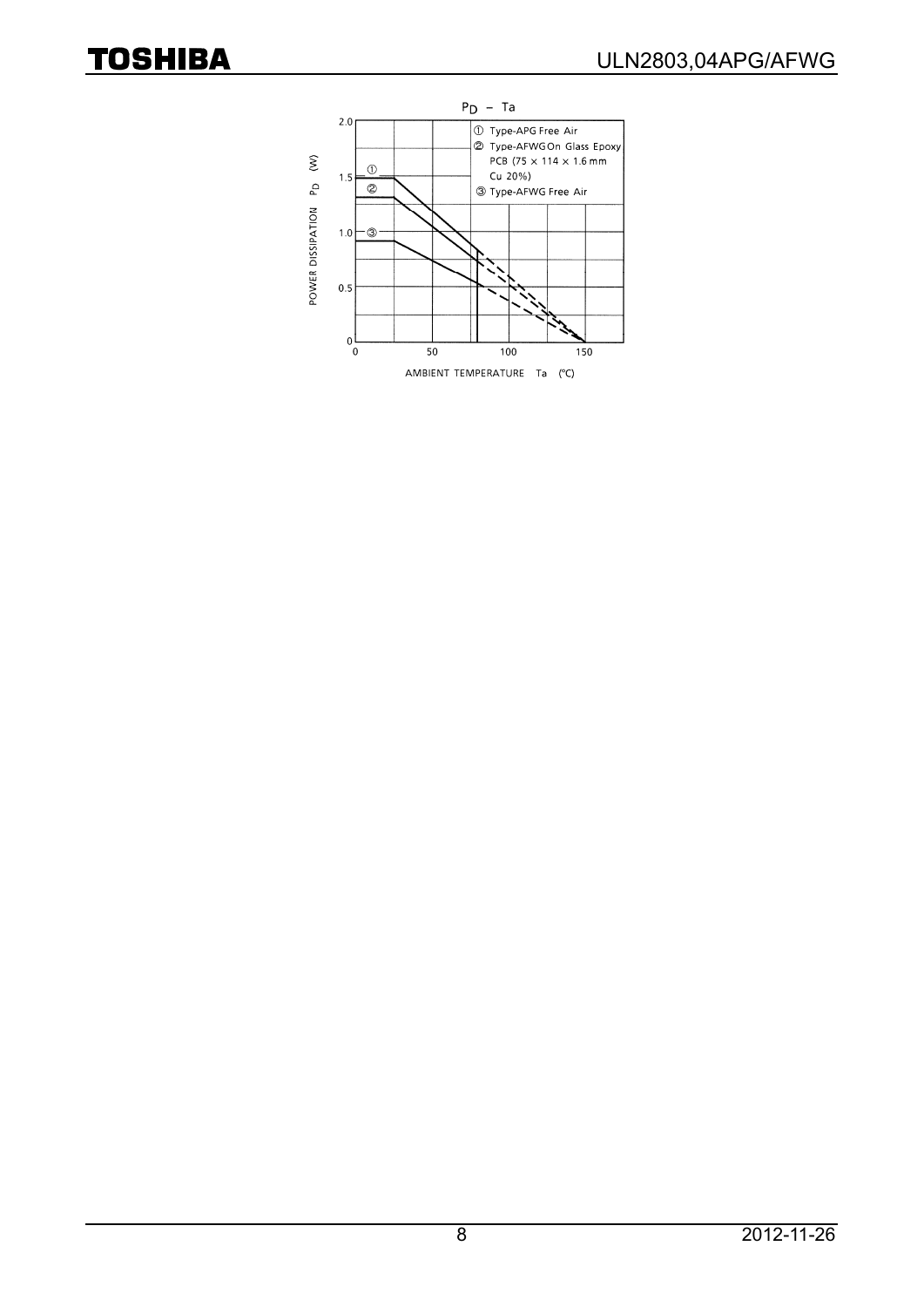$P_D$ – Ta

① Type-APG Free Air

② Type-AFWG On Glass Epoxy PCB (75 × 114 × 1.6 mm Cu 20%)

③ Type-AFWG Free Air

POWER DISSIPATION $P_D$ (W)

AMBIENT TEMPERATURE Ta (°C)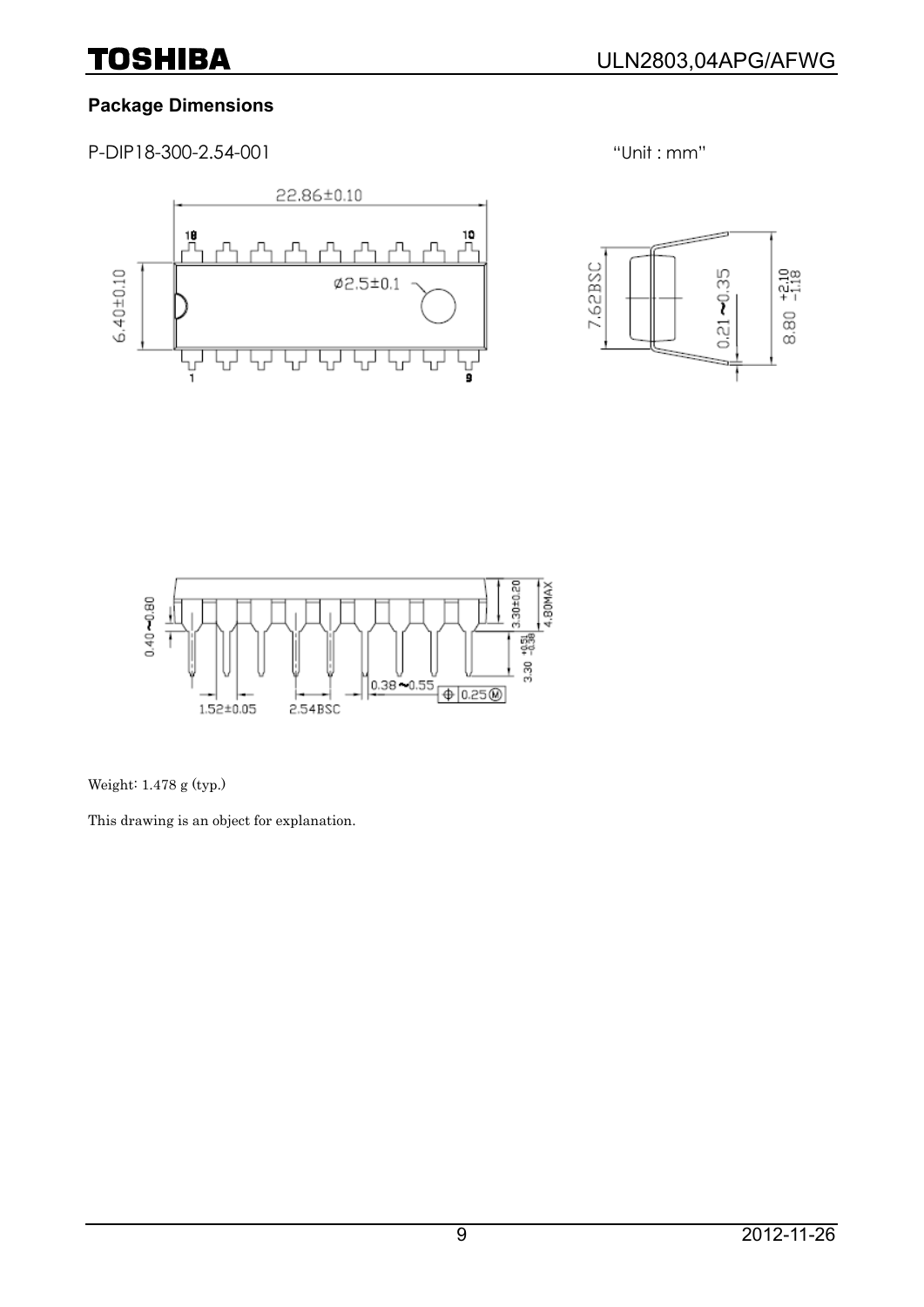## Package Dimensions

P-DIP18-300-2.54-001 "Unit : mm"

Weight: 1.478 g (typ.)

This drawing is an object for explanation.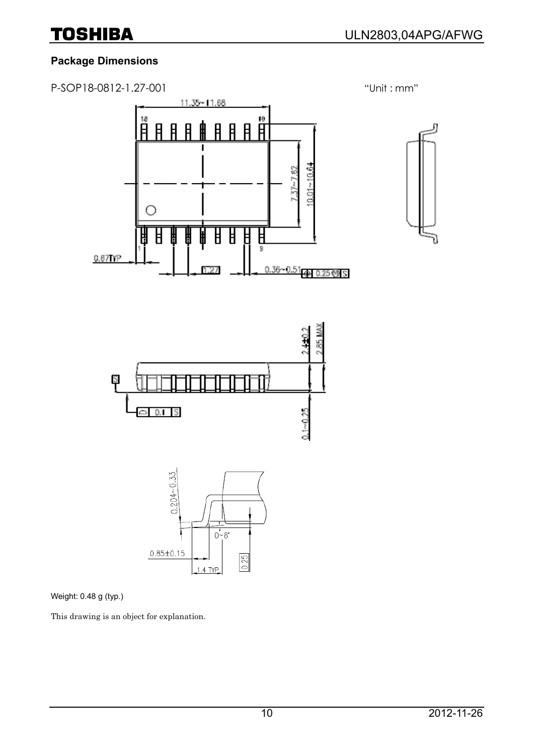## Package Dimensions

P-SOP18-0812-1.27-001 "Unit : mm"

Weight: 0.48 g (typ.)

This drawing is an object for explanation.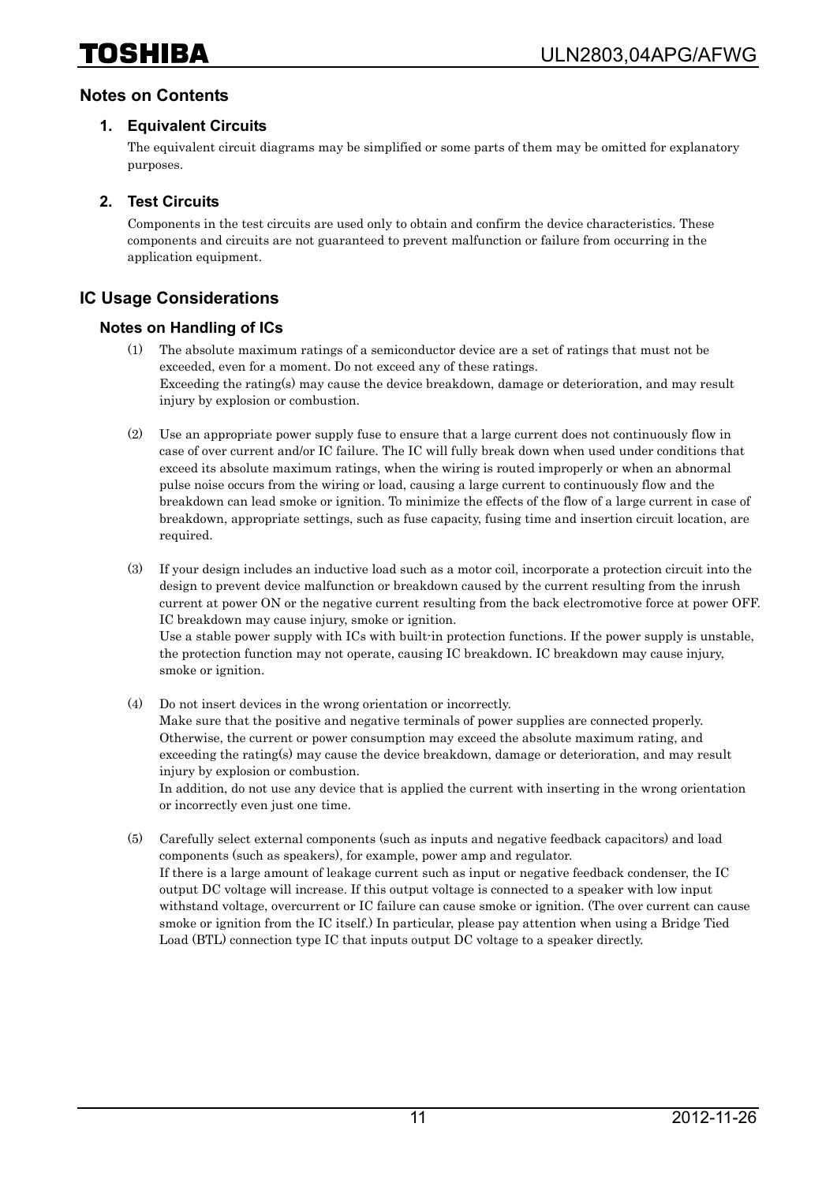## Notes on Contents

### 1. Equivalent Circuits

The equivalent circuit diagrams may be simplified or some parts of them may be omitted for explanatory purposes.

### 2. Test Circuits

Components in the test circuits are used only to obtain and confirm the device characteristics. These components and circuits are not guaranteed to prevent malfunction or failure from occurring in the application equipment.

## IC Usage Considerations

### Notes on Handling of ICs

(1) The absolute maximum ratings of a semiconductor device are a set of ratings that must not be exceeded, even for a moment. Do not exceed any of these ratings.
Exceeding the rating(s) may cause the device breakdown, damage or deterioration, and may result injury by explosion or combustion.

(2) Use an appropriate power supply fuse to ensure that a large current does not continuously flow in case of over current and/or IC failure. The IC will fully break down when used under conditions that exceed its absolute maximum ratings, when the wiring is routed improperly or when an abnormal pulse noise occurs from the wiring or load, causing a large current to continuously flow and the breakdown can lead smoke or ignition. To minimize the effects of the flow of a large current in case of breakdown, appropriate settings, such as fuse capacity, fusing time and insertion circuit location, are required.

(3) If your design includes an inductive load such as a motor coil, incorporate a protection circuit into the design to prevent device malfunction or breakdown caused by the current resulting from the inrush current at power ON or the negative current resulting from the back electromotive force at power OFF. IC breakdown may cause injury, smoke or ignition.
Use a stable power supply with ICs with built-in protection functions. If the power supply is unstable, the protection function may not operate, causing IC breakdown. IC breakdown may cause injury, smoke or ignition.

(4) Do not insert devices in the wrong orientation or incorrectly.
Make sure that the positive and negative terminals of power supplies are connected properly. Otherwise, the current or power consumption may exceed the absolute maximum rating, and exceeding the rating(s) may cause the device breakdown, damage or deterioration, and may result injury by explosion or combustion.
In addition, do not use any device that is applied the current with inserting in the wrong orientation or incorrectly even just one time.

(5) Carefully select external components (such as inputs and negative feedback capacitors) and load components (such as speakers), for example, power amp and regulator.
If there is a large amount of leakage current such as input or negative feedback condenser, the IC output DC voltage will increase. If this output voltage is connected to a speaker with low input withstand voltage, overcurrent or IC failure can cause smoke or ignition. (The over current can cause smoke or ignition from the IC itself.) In particular, please pay attention when using a Bridge Tied Load (BTL) connection type IC that inputs output DC voltage to a speaker directly.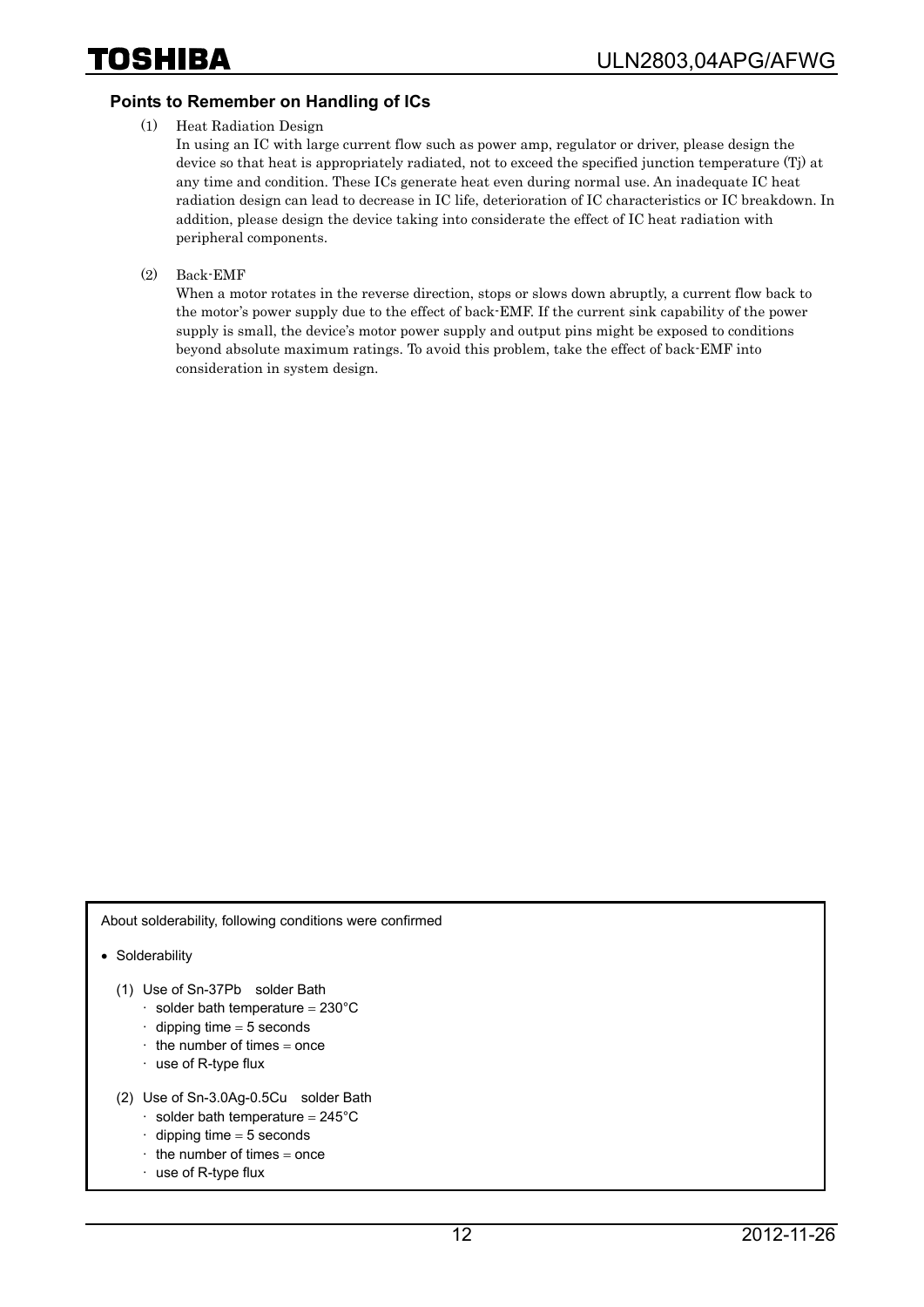### Points to Remember on Handling of ICs

(1) Heat Radiation Design

In using an IC with large current flow such as power amp, regulator or driver, please design the device so that heat is appropriately radiated, not to exceed the specified junction temperature (Tj) at any time and condition. These ICs generate heat even during normal use. An inadequate IC heat radiation design can lead to decrease in IC life, deterioration of IC characteristics or IC breakdown. In addition, please design the device taking into considerate the effect of IC heat radiation with peripheral components.

(2) Back-EMF

When a motor rotates in the reverse direction, stops or slows down abruptly, a current flow back to the motor's power supply due to the effect of back-EMF. If the current sink capability of the power supply is small, the device's motor power supply and output pins might be exposed to conditions beyond absolute maximum ratings. To avoid this problem, take the effect of back-EMF into consideration in system design.

About solderability, following conditions were confirmed

- Solderability
  - (1) Use of Sn-37Pb solder Bath
    - solder bath temperature = 230°C
    - dipping time = 5 seconds
    - the number of times = once
    - use of R-type flux
  - (2) Use of Sn-3.0Ag-0.5Cu solder Bath
    - solder bath temperature = 245°C
    - dipping time = 5 seconds
    - the number of times = once
    - use of R-type flux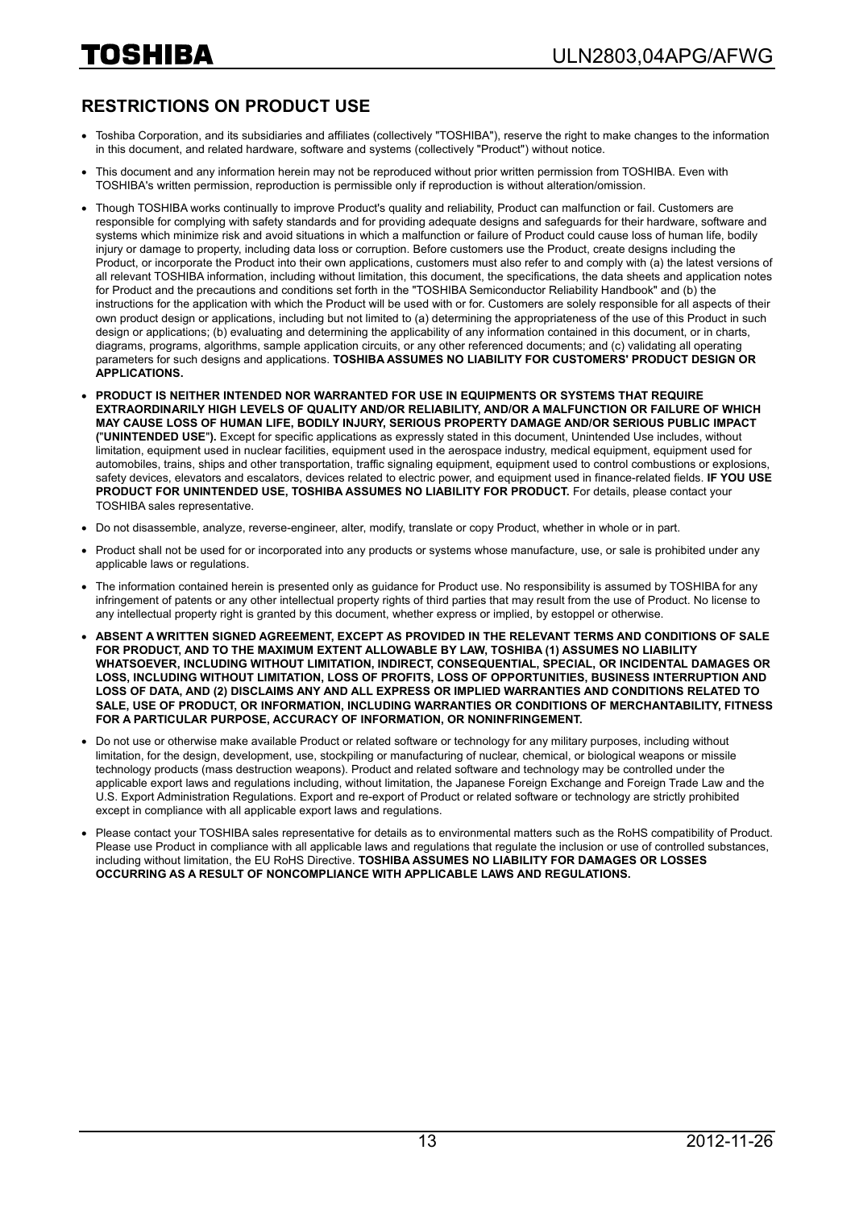## RESTRICTIONS ON PRODUCT USE

- Toshiba Corporation, and its subsidiaries and affiliates (collectively "TOSHIBA"), reserve the right to make changes to the information in this document, and related hardware, software and systems (collectively "Product") without notice.
- This document and any information herein may not be reproduced without prior written permission from TOSHIBA. Even with TOSHIBA's written permission, reproduction is permissible only if reproduction is without alteration/omission.
- Though TOSHIBA works continually to improve Product's quality and reliability, Product can malfunction or fail. Customers are responsible for complying with safety standards and for providing adequate designs and safeguards for their hardware, software and systems which minimize risk and avoid situations in which a malfunction or failure of Product could cause loss of human life, bodily injury or damage to property, including data loss or corruption. Before customers use the Product, create designs including the Product, or incorporate the Product into their own applications, customers must also refer to and comply with (a) the latest versions of all relevant TOSHIBA information, including without limitation, this document, the specifications, the data sheets and application notes for Product and the precautions and conditions set forth in the "TOSHIBA Semiconductor Reliability Handbook" and (b) the instructions for the application with which the Product will be used with or for. Customers are solely responsible for all aspects of their own product design or applications, including but not limited to (a) determining the appropriateness of the use of this Product in such design or applications; (b) evaluating and determining the applicability of any information contained in this document, or in charts, diagrams, programs, algorithms, sample application circuits, or any other referenced documents; and (c) validating all operating parameters for such designs and applications. **TOSHIBA ASSUMES NO LIABILITY FOR CUSTOMERS' PRODUCT DESIGN OR APPLICATIONS.**
- **PRODUCT IS NEITHER INTENDED NOR WARRANTED FOR USE IN EQUIPMENTS OR SYSTEMS THAT REQUIRE EXTRAORDINARILY HIGH LEVELS OF QUALITY AND/OR RELIABILITY, AND/OR A MALFUNCTION OR FAILURE OF WHICH MAY CAUSE LOSS OF HUMAN LIFE, BODILY INJURY, SERIOUS PROPERTY DAMAGE AND/OR SERIOUS PUBLIC IMPACT ("UNINTENDED USE").** Except for specific applications as expressly stated in this document, Unintended Use includes, without limitation, equipment used in nuclear facilities, equipment used in the aerospace industry, medical equipment, equipment used for automobiles, trains, ships and other transportation, traffic signaling equipment, equipment used to control combustions or explosions, safety devices, elevators and escalators, devices related to electric power, and equipment used in finance-related fields. **IF YOU USE PRODUCT FOR UNINTENDED USE, TOSHIBA ASSUMES NO LIABILITY FOR PRODUCT.** For details, please contact your TOSHIBA sales representative.
- Do not disassemble, analyze, reverse-engineer, alter, modify, translate or copy Product, whether in whole or in part.
- Product shall not be used for or incorporated into any products or systems whose manufacture, use, or sale is prohibited under any applicable laws or regulations.
- The information contained herein is presented only as guidance for Product use. No responsibility is assumed by TOSHIBA for any infringement of patents or any other intellectual property rights of third parties that may result from the use of Product. No license to any intellectual property right is granted by this document, whether express or implied, by estoppel or otherwise.
- **ABSENT A WRITTEN SIGNED AGREEMENT, EXCEPT AS PROVIDED IN THE RELEVANT TERMS AND CONDITIONS OF SALE FOR PRODUCT, AND TO THE MAXIMUM EXTENT ALLOWABLE BY LAW, TOSHIBA (1) ASSUMES NO LIABILITY WHATSOEVER, INCLUDING WITHOUT LIMITATION, INDIRECT, CONSEQUENTIAL, SPECIAL, OR INCIDENTAL DAMAGES OR LOSS, INCLUDING WITHOUT LIMITATION, LOSS OF PROFITS, LOSS OF OPPORTUNITIES, BUSINESS INTERRUPTION AND LOSS OF DATA, AND (2) DISCLAIMS ANY AND ALL EXPRESS OR IMPLIED WARRANTIES AND CONDITIONS RELATED TO SALE, USE OF PRODUCT, OR INFORMATION, INCLUDING WARRANTIES OR CONDITIONS OF MERCHANTABILITY, FITNESS FOR A PARTICULAR PURPOSE, ACCURACY OF INFORMATION, OR NONINFRINGEMENT.**
- Do not use or otherwise make available Product or related software or technology for any military purposes, including without limitation, for the design, development, use, stockpiling or manufacturing of nuclear, chemical, or biological weapons or missile technology products (mass destruction weapons). Product and related software and technology may be controlled under the applicable export laws and regulations including, without limitation, the Japanese Foreign Exchange and Foreign Trade Law and the U.S. Export Administration Regulations. Export and re-export of Product or related software or technology are strictly prohibited except in compliance with all applicable export laws and regulations.
- Please contact your TOSHIBA sales representative for details as to environmental matters such as the RoHS compatibility of Product. Please use Product in compliance with all applicable laws and regulations that regulate the inclusion or use of controlled substances, including without limitation, the EU RoHS Directive. **TOSHIBA ASSUMES NO LIABILITY FOR DAMAGES OR LOSSES OCCURRING AS A RESULT OF NONCOMPLIANCE WITH APPLICABLE LAWS AND REGULATIONS.**